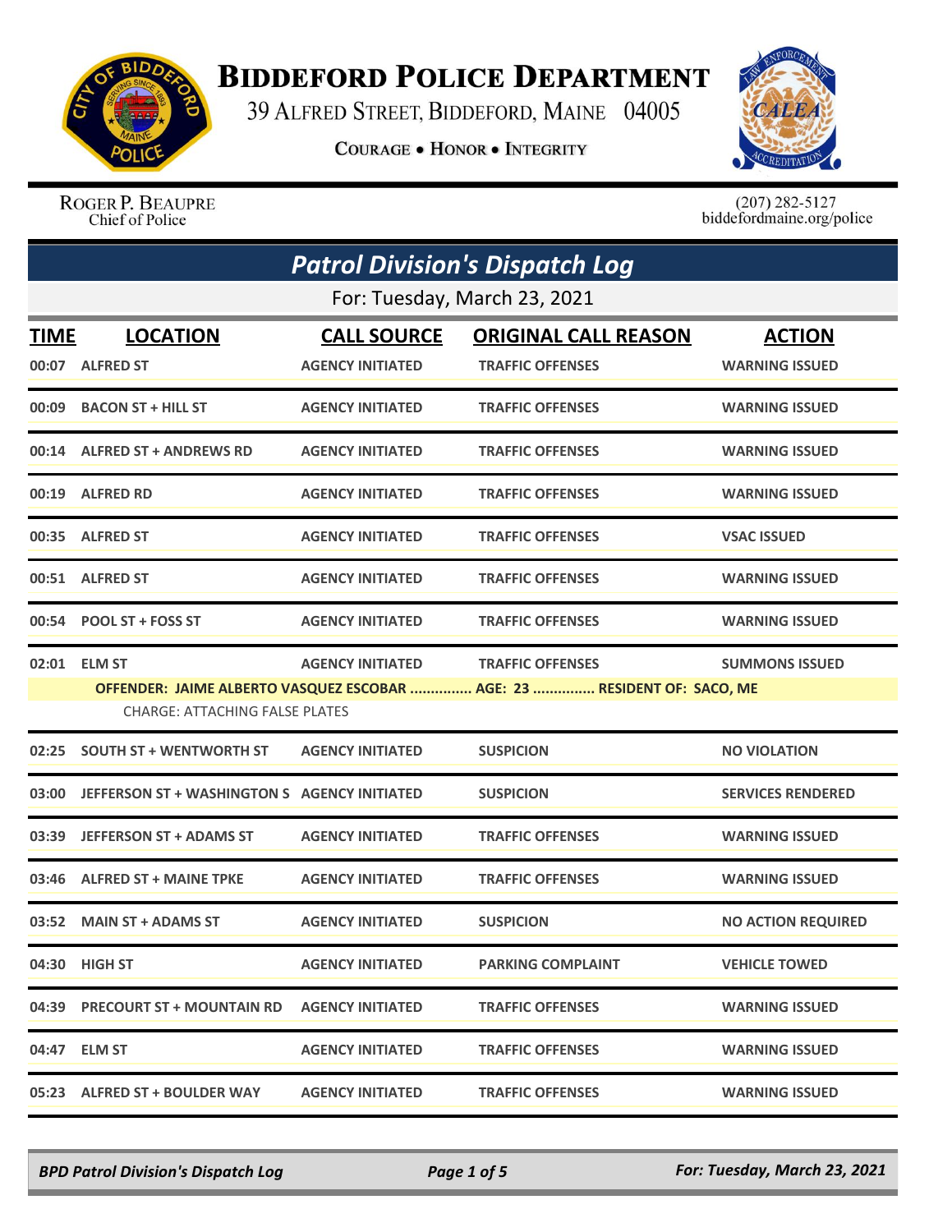# Biddeford Police Department

39 Alfred Street, Biddeford, Maine 04005

**Courage • Honor • Integrity**

Roger P. Beaupre
Chief of Police

(207) 282-5127
biddefordmaine.org/police

## *Patrol Division's Dispatch Log*

For: Tuesday, March 23, 2021

| TIME | LOCATION | CALL SOURCE | ORIGINAL CALL REASON | ACTION |
|---|---|---|---|---|
| 00:07 | ALFRED ST | AGENCY INITIATED | TRAFFIC OFFENSES | WARNING ISSUED |
| 00:09 | BACON ST + HILL ST | AGENCY INITIATED | TRAFFIC OFFENSES | WARNING ISSUED |
| 00:14 | ALFRED ST + ANDREWS RD | AGENCY INITIATED | TRAFFIC OFFENSES | WARNING ISSUED |
| 00:19 | ALFRED RD | AGENCY INITIATED | TRAFFIC OFFENSES | WARNING ISSUED |
| 00:35 | ALFRED ST | AGENCY INITIATED | TRAFFIC OFFENSES | VSAC ISSUED |
| 00:51 | ALFRED ST | AGENCY INITIATED | TRAFFIC OFFENSES | WARNING ISSUED |
| 00:54 | POOL ST + FOSS ST | AGENCY INITIATED | TRAFFIC OFFENSES | WARNING ISSUED |
| 02:01 | ELM ST | AGENCY INITIATED | TRAFFIC OFFENSES | SUMMONS ISSUED |
| | OFFENDER: JAIME ALBERTO VASQUEZ ESCOBAR ............... AGE: 23 ............... RESIDENT OF: SACO, ME<br>CHARGE: ATTACHING FALSE PLATES | | | |
| 02:25 | SOUTH ST + WENTWORTH ST | AGENCY INITIATED | SUSPICION | NO VIOLATION |
| 03:00 | JEFFERSON ST + WASHINGTON S | AGENCY INITIATED | SUSPICION | SERVICES RENDERED |
| 03:39 | JEFFERSON ST + ADAMS ST | AGENCY INITIATED | TRAFFIC OFFENSES | WARNING ISSUED |
| 03:46 | ALFRED ST + MAINE TPKE | AGENCY INITIATED | TRAFFIC OFFENSES | WARNING ISSUED |
| 03:52 | MAIN ST + ADAMS ST | AGENCY INITIATED | SUSPICION | NO ACTION REQUIRED |
| 04:30 | HIGH ST | AGENCY INITIATED | PARKING COMPLAINT | VEHICLE TOWED |
| 04:39 | PRECOURT ST + MOUNTAIN RD | AGENCY INITIATED | TRAFFIC OFFENSES | WARNING ISSUED |
| 04:47 | ELM ST | AGENCY INITIATED | TRAFFIC OFFENSES | WARNING ISSUED |
| 05:23 | ALFRED ST + BOULDER WAY | AGENCY INITIATED | TRAFFIC OFFENSES | WARNING ISSUED |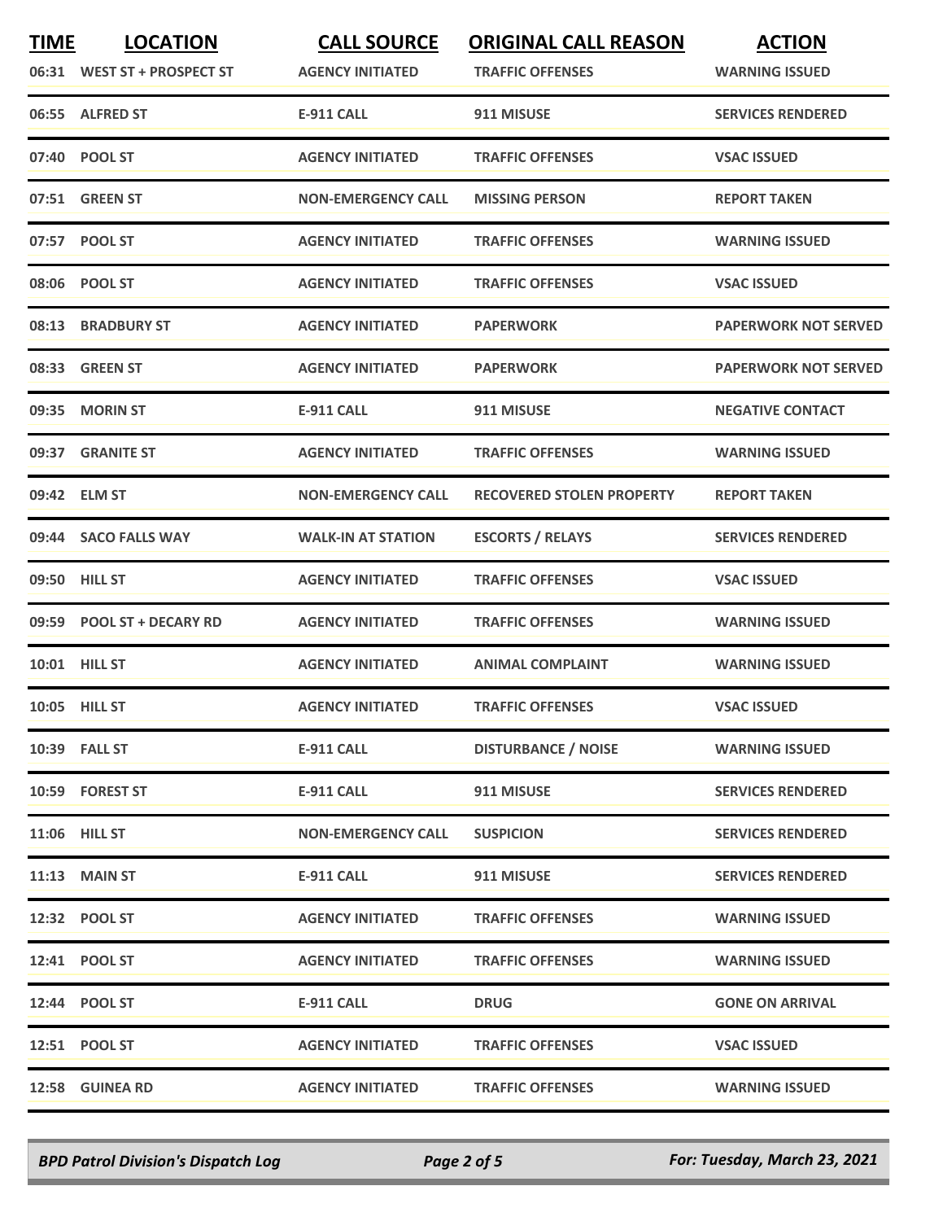| TIME | LOCATION | CALL SOURCE | ORIGINAL CALL REASON | ACTION |
|---|---|---|---|---|
| 06:31 | WEST ST + PROSPECT ST | AGENCY INITIATED | TRAFFIC OFFENSES | WARNING ISSUED |
| 06:55 | ALFRED ST | E-911 CALL | 911 MISUSE | SERVICES RENDERED |
| 07:40 | POOL ST | AGENCY INITIATED | TRAFFIC OFFENSES | VSAC ISSUED |
| 07:51 | GREEN ST | NON-EMERGENCY CALL | MISSING PERSON | REPORT TAKEN |
| 07:57 | POOL ST | AGENCY INITIATED | TRAFFIC OFFENSES | WARNING ISSUED |
| 08:06 | POOL ST | AGENCY INITIATED | TRAFFIC OFFENSES | VSAC ISSUED |
| 08:13 | BRADBURY ST | AGENCY INITIATED | PAPERWORK | PAPERWORK NOT SERVED |
| 08:33 | GREEN ST | AGENCY INITIATED | PAPERWORK | PAPERWORK NOT SERVED |
| 09:35 | MORIN ST | E-911 CALL | 911 MISUSE | NEGATIVE CONTACT |
| 09:37 | GRANITE ST | AGENCY INITIATED | TRAFFIC OFFENSES | WARNING ISSUED |
| 09:42 | ELM ST | NON-EMERGENCY CALL | RECOVERED STOLEN PROPERTY | REPORT TAKEN |
| 09:44 | SACO FALLS WAY | WALK-IN AT STATION | ESCORTS / RELAYS | SERVICES RENDERED |
| 09:50 | HILL ST | AGENCY INITIATED | TRAFFIC OFFENSES | VSAC ISSUED |
| 09:59 | POOL ST + DECARY RD | AGENCY INITIATED | TRAFFIC OFFENSES | WARNING ISSUED |
| 10:01 | HILL ST | AGENCY INITIATED | ANIMAL COMPLAINT | WARNING ISSUED |
| 10:05 | HILL ST | AGENCY INITIATED | TRAFFIC OFFENSES | VSAC ISSUED |
| 10:39 | FALL ST | E-911 CALL | DISTURBANCE / NOISE | WARNING ISSUED |
| 10:59 | FOREST ST | E-911 CALL | 911 MISUSE | SERVICES RENDERED |
| 11:06 | HILL ST | NON-EMERGENCY CALL | SUSPICION | SERVICES RENDERED |
| 11:13 | MAIN ST | E-911 CALL | 911 MISUSE | SERVICES RENDERED |
| 12:32 | POOL ST | AGENCY INITIATED | TRAFFIC OFFENSES | WARNING ISSUED |
| 12:41 | POOL ST | AGENCY INITIATED | TRAFFIC OFFENSES | WARNING ISSUED |
| 12:44 | POOL ST | E-911 CALL | DRUG | GONE ON ARRIVAL |
| 12:51 | POOL ST | AGENCY INITIATED | TRAFFIC OFFENSES | VSAC ISSUED |
| 12:58 | GUINEA RD | AGENCY INITIATED | TRAFFIC OFFENSES | WARNING ISSUED |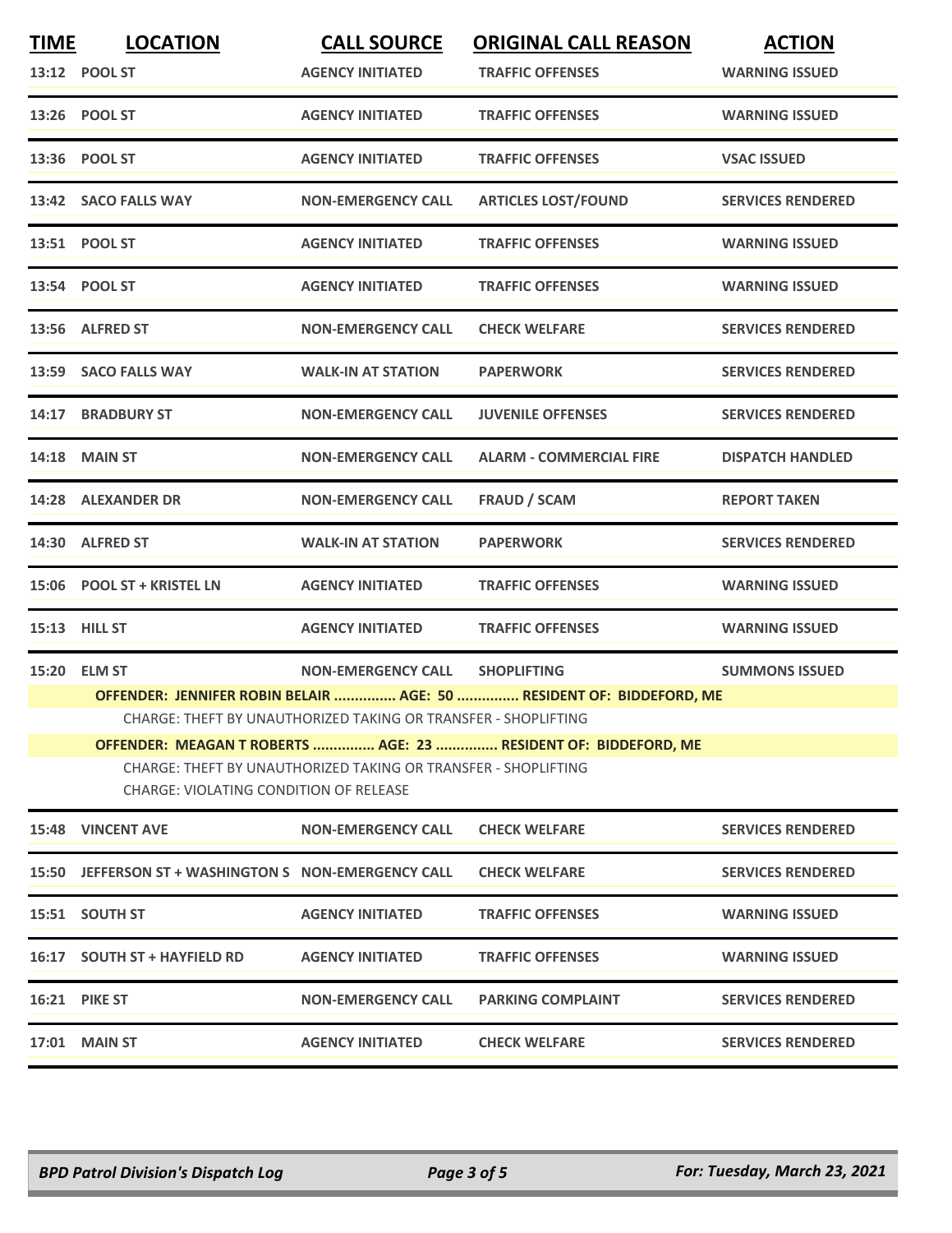| TIME | LOCATION | CALL SOURCE | ORIGINAL CALL REASON | ACTION |
|---|---|---|---|---|
| 13:12 | POOL ST | AGENCY INITIATED | TRAFFIC OFFENSES | WARNING ISSUED |
| 13:26 | POOL ST | AGENCY INITIATED | TRAFFIC OFFENSES | WARNING ISSUED |
| 13:36 | POOL ST | AGENCY INITIATED | TRAFFIC OFFENSES | VSAC ISSUED |
| 13:42 | SACO FALLS WAY | NON-EMERGENCY CALL | ARTICLES LOST/FOUND | SERVICES RENDERED |
| 13:51 | POOL ST | AGENCY INITIATED | TRAFFIC OFFENSES | WARNING ISSUED |
| 13:54 | POOL ST | AGENCY INITIATED | TRAFFIC OFFENSES | WARNING ISSUED |
| 13:56 | ALFRED ST | NON-EMERGENCY CALL | CHECK WELFARE | SERVICES RENDERED |
| 13:59 | SACO FALLS WAY | WALK-IN AT STATION | PAPERWORK | SERVICES RENDERED |
| 14:17 | BRADBURY ST | NON-EMERGENCY CALL | JUVENILE OFFENSES | SERVICES RENDERED |
| 14:18 | MAIN ST | NON-EMERGENCY CALL | ALARM - COMMERCIAL FIRE | DISPATCH HANDLED |
| 14:28 | ALEXANDER DR | NON-EMERGENCY CALL | FRAUD / SCAM | REPORT TAKEN |
| 14:30 | ALFRED ST | WALK-IN AT STATION | PAPERWORK | SERVICES RENDERED |
| 15:06 | POOL ST + KRISTEL LN | AGENCY INITIATED | TRAFFIC OFFENSES | WARNING ISSUED |
| 15:13 | HILL ST | AGENCY INITIATED | TRAFFIC OFFENSES | WARNING ISSUED |
| 15:20 | ELM ST | NON-EMERGENCY CALL | SHOPLIFTING | SUMMONS ISSUED |

**OFFENDER: JENNIFER ROBIN BELAIR ............... AGE: 50 ............... RESIDENT OF: BIDDEFORD, ME**

CHARGE: THEFT BY UNAUTHORIZED TAKING OR TRANSFER - SHOPLIFTING

**OFFENDER: MEAGAN T ROBERTS ............... AGE: 23 ............... RESIDENT OF: BIDDEFORD, ME**

CHARGE: THEFT BY UNAUTHORIZED TAKING OR TRANSFER - SHOPLIFTING
CHARGE: VIOLATING CONDITION OF RELEASE

| TIME | LOCATION | CALL SOURCE | ORIGINAL CALL REASON | ACTION |
|---|---|---|---|---|
| 15:48 | VINCENT AVE | NON-EMERGENCY CALL | CHECK WELFARE | SERVICES RENDERED |
| 15:50 | JEFFERSON ST + WASHINGTON S | NON-EMERGENCY CALL | CHECK WELFARE | SERVICES RENDERED |
| 15:51 | SOUTH ST | AGENCY INITIATED | TRAFFIC OFFENSES | WARNING ISSUED |
| 16:17 | SOUTH ST + HAYFIELD RD | AGENCY INITIATED | TRAFFIC OFFENSES | WARNING ISSUED |
| 16:21 | PIKE ST | NON-EMERGENCY CALL | PARKING COMPLAINT | SERVICES RENDERED |
| 17:01 | MAIN ST | AGENCY INITIATED | CHECK WELFARE | SERVICES RENDERED |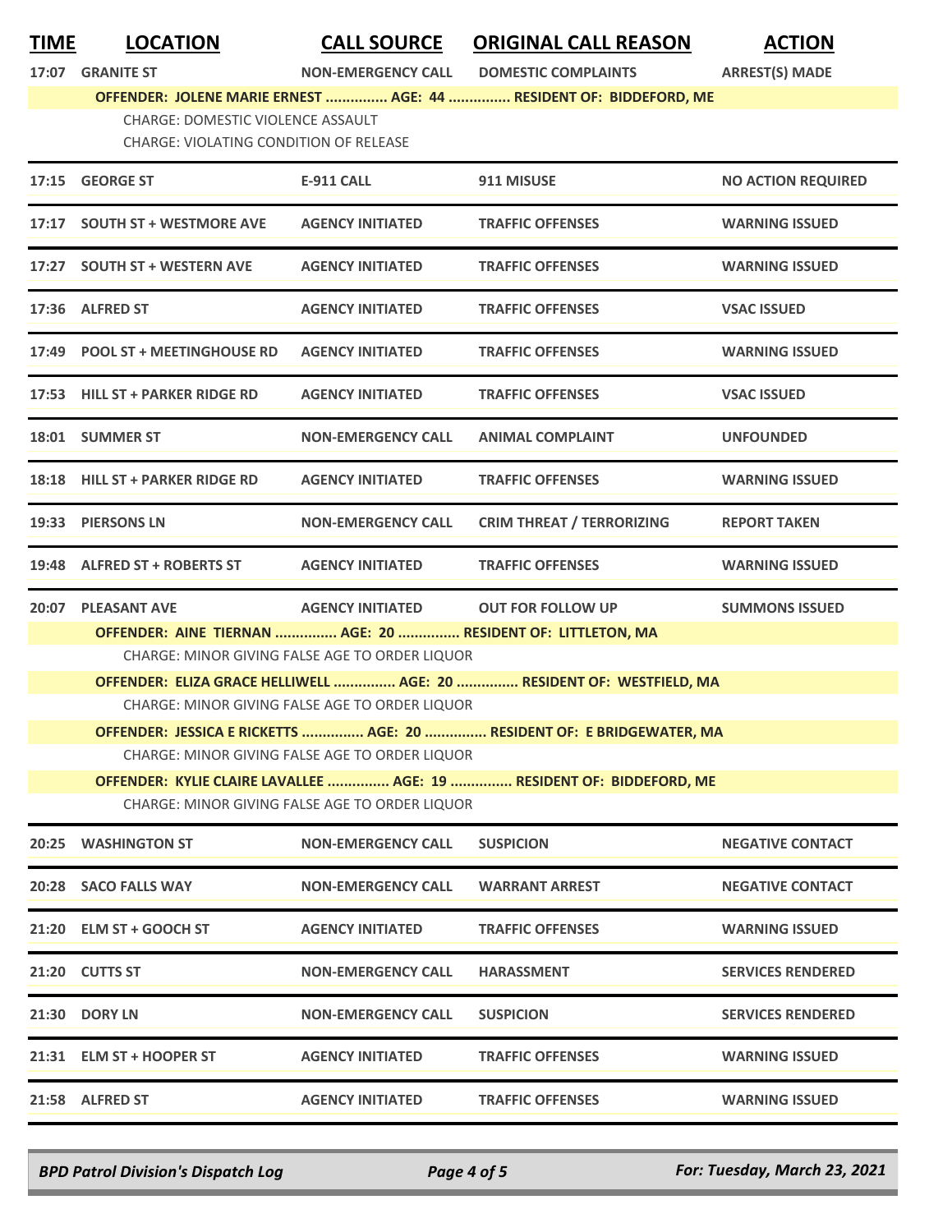| TIME | LOCATION | CALL SOURCE | ORIGINAL CALL REASON | ACTION |
|---|---|---|---|---|
| 17:07 | GRANITE ST | NON-EMERGENCY CALL | DOMESTIC COMPLAINTS | ARREST(S) MADE |
| | OFFENDER: JOLENE MARIE ERNEST ............... AGE: 44 ............... RESIDENT OF: BIDDEFORD, ME | | | |
| | CHARGE: DOMESTIC VIOLENCE ASSAULT | | | |
| | CHARGE: VIOLATING CONDITION OF RELEASE | | | |
| 17:15 | GEORGE ST | E-911 CALL | 911 MISUSE | NO ACTION REQUIRED |
| 17:17 | SOUTH ST + WESTMORE AVE | AGENCY INITIATED | TRAFFIC OFFENSES | WARNING ISSUED |
| 17:27 | SOUTH ST + WESTERN AVE | AGENCY INITIATED | TRAFFIC OFFENSES | WARNING ISSUED |
| 17:36 | ALFRED ST | AGENCY INITIATED | TRAFFIC OFFENSES | VSAC ISSUED |
| 17:49 | POOL ST + MEETINGHOUSE RD | AGENCY INITIATED | TRAFFIC OFFENSES | WARNING ISSUED |
| 17:53 | HILL ST + PARKER RIDGE RD | AGENCY INITIATED | TRAFFIC OFFENSES | VSAC ISSUED |
| 18:01 | SUMMER ST | NON-EMERGENCY CALL | ANIMAL COMPLAINT | UNFOUNDED |
| 18:18 | HILL ST + PARKER RIDGE RD | AGENCY INITIATED | TRAFFIC OFFENSES | WARNING ISSUED |
| 19:33 | PIERSONS LN | NON-EMERGENCY CALL | CRIM THREAT / TERRORIZING | REPORT TAKEN |
| 19:48 | ALFRED ST + ROBERTS ST | AGENCY INITIATED | TRAFFIC OFFENSES | WARNING ISSUED |
| 20:07 | PLEASANT AVE | AGENCY INITIATED | OUT FOR FOLLOW UP | SUMMONS ISSUED |
| | OFFENDER: AINE TIERNAN ............... AGE: 20 ............... RESIDENT OF: LITTLETON, MA | | | |
| | CHARGE: MINOR GIVING FALSE AGE TO ORDER LIQUOR | | | |
| | OFFENDER: ELIZA GRACE HELLIWELL ............... AGE: 20 ............... RESIDENT OF: WESTFIELD, MA | | | |
| | CHARGE: MINOR GIVING FALSE AGE TO ORDER LIQUOR | | | |
| | OFFENDER: JESSICA E RICKETTS ............... AGE: 20 ............... RESIDENT OF: E BRIDGEWATER, MA | | | |
| | CHARGE: MINOR GIVING FALSE AGE TO ORDER LIQUOR | | | |
| | OFFENDER: KYLIE CLAIRE LAVALLEE ............... AGE: 19 ............... RESIDENT OF: BIDDEFORD, ME | | | |
| | CHARGE: MINOR GIVING FALSE AGE TO ORDER LIQUOR | | | |
| 20:25 | WASHINGTON ST | NON-EMERGENCY CALL | SUSPICION | NEGATIVE CONTACT |
| 20:28 | SACO FALLS WAY | NON-EMERGENCY CALL | WARRANT ARREST | NEGATIVE CONTACT |
| 21:20 | ELM ST + GOOCH ST | AGENCY INITIATED | TRAFFIC OFFENSES | WARNING ISSUED |
| 21:20 | CUTTS ST | NON-EMERGENCY CALL | HARASSMENT | SERVICES RENDERED |
| 21:30 | DORY LN | NON-EMERGENCY CALL | SUSPICION | SERVICES RENDERED |
| 21:31 | ELM ST + HOOPER ST | AGENCY INITIATED | TRAFFIC OFFENSES | WARNING ISSUED |
| 21:58 | ALFRED ST | AGENCY INITIATED | TRAFFIC OFFENSES | WARNING ISSUED |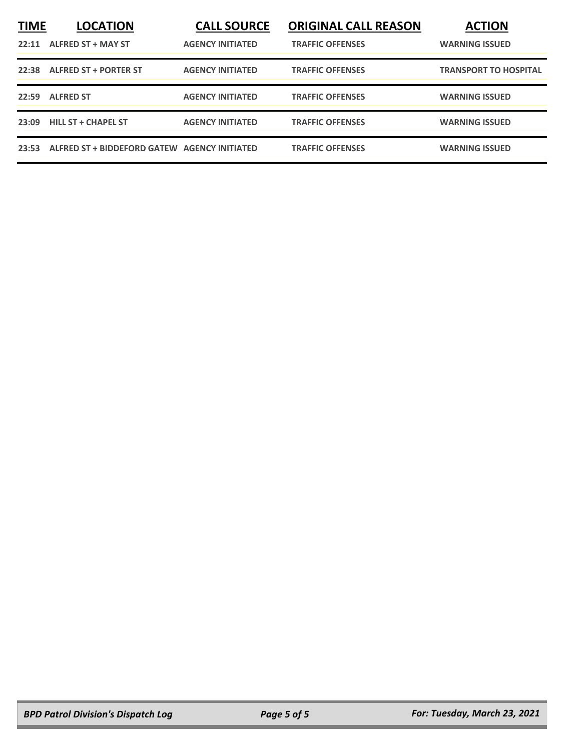| TIME | LOCATION | CALL SOURCE | ORIGINAL CALL REASON | ACTION |
|---|---|---|---|---|
| 22:11 | ALFRED ST + MAY ST | AGENCY INITIATED | TRAFFIC OFFENSES | WARNING ISSUED |
| 22:38 | ALFRED ST + PORTER ST | AGENCY INITIATED | TRAFFIC OFFENSES | TRANSPORT TO HOSPITAL |
| 22:59 | ALFRED ST | AGENCY INITIATED | TRAFFIC OFFENSES | WARNING ISSUED |
| 23:09 | HILL ST + CHAPEL ST | AGENCY INITIATED | TRAFFIC OFFENSES | WARNING ISSUED |
| 23:53 | ALFRED ST + BIDDEFORD GATEW | AGENCY INITIATED | TRAFFIC OFFENSES | WARNING ISSUED |